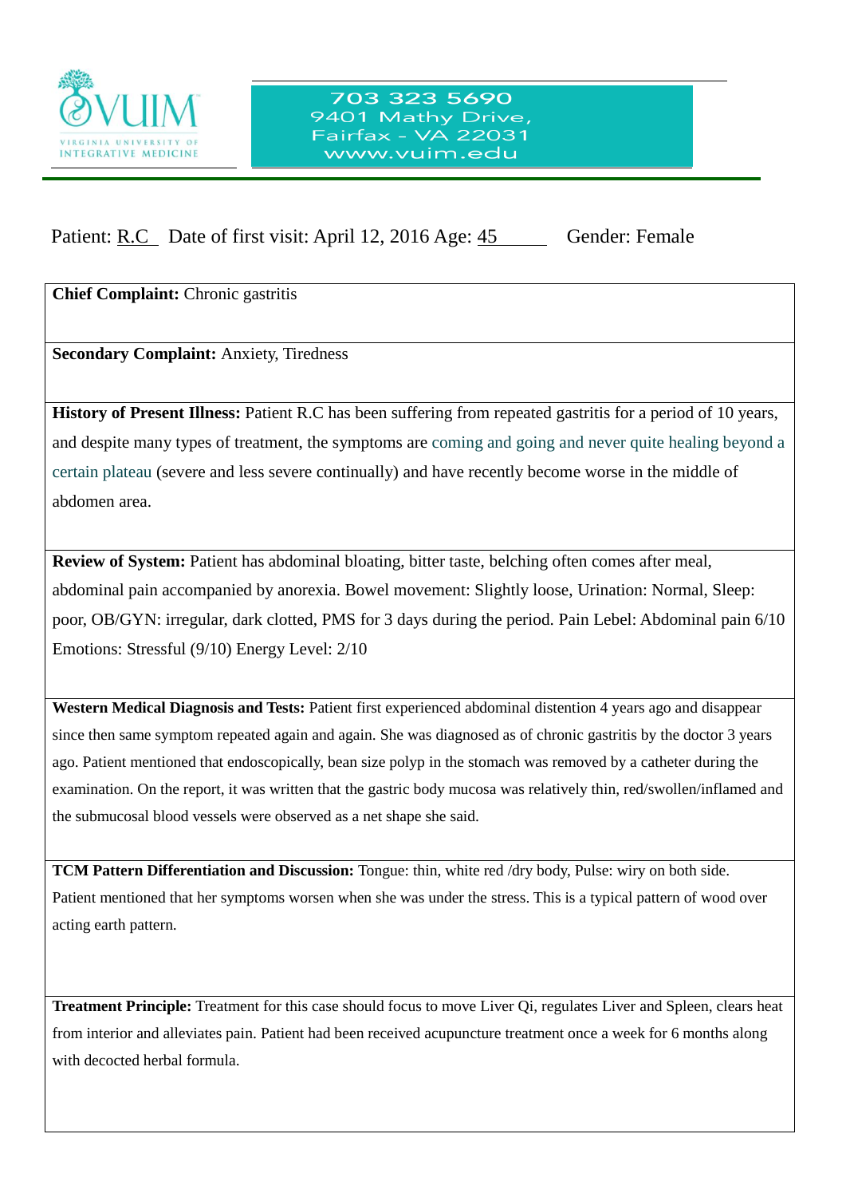VUIM
VIRGINIA UNIVERSITY OF INTEGRATIVE MEDICINE

703 323 5690
9401 Mathy Drive,
Fairfax - VA 22031
www.vuim.edu

Patient: R.C  Date of first visit: April 12, 2016 Age: 45  Gender: Female

**Chief Complaint:** Chronic gastritis

**Secondary Complaint:** Anxiety, Tiredness

**History of Present Illness:** Patient R.C has been suffering from repeated gastritis for a period of 10 years, and despite many types of treatment, the symptoms are coming and going and never quite healing beyond a certain plateau (severe and less severe continually) and have recently become worse in the middle of abdomen area.

**Review of System:** Patient has abdominal bloating, bitter taste, belching often comes after meal, abdominal pain accompanied by anorexia. Bowel movement: Slightly loose, Urination: Normal, Sleep: poor, OB/GYN: irregular, dark clotted, PMS for 3 days during the period. Pain Lebel: Abdominal pain 6/10 Emotions: Stressful (9/10) Energy Level: 2/10

**Western Medical Diagnosis and Tests:** Patient first experienced abdominal distention 4 years ago and disappear since then same symptom repeated again and again. She was diagnosed as of chronic gastritis by the doctor 3 years ago. Patient mentioned that endoscopically, bean size polyp in the stomach was removed by a catheter during the examination. On the report, it was written that the gastric body mucosa was relatively thin, red/swollen/inflamed and the submucosal blood vessels were observed as a net shape she said.

**TCM Pattern Differentiation and Discussion:** Tongue: thin, white red /dry body, Pulse: wiry on both side. Patient mentioned that her symptoms worsen when she was under the stress. This is a typical pattern of wood over acting earth pattern.

**Treatment Principle:** Treatment for this case should focus to move Liver Qi, regulates Liver and Spleen, clears heat from interior and alleviates pain. Patient had been received acupuncture treatment once a week for 6 months along with decocted herbal formula.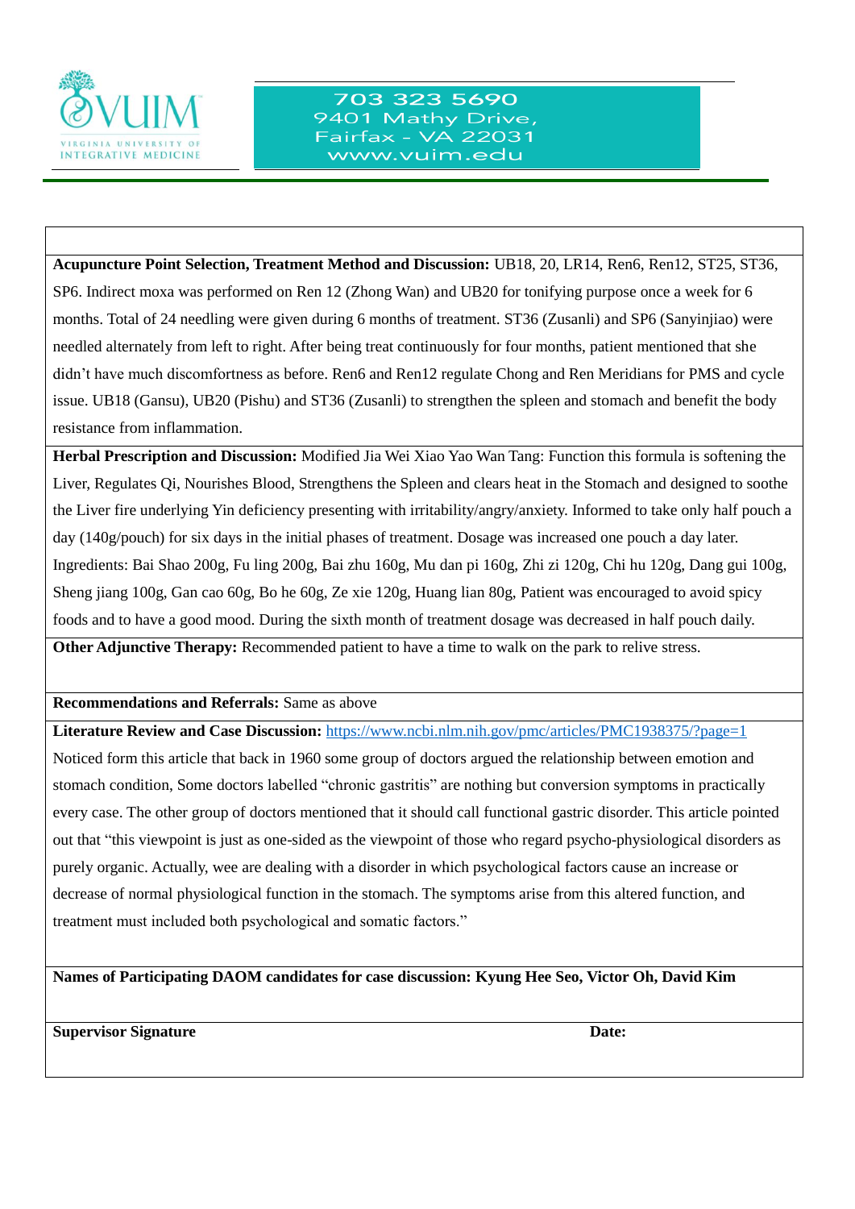VUIM
VIRGINIA UNIVERSITY OF INTEGRATIVE MEDICINE

703 323 5690
9401 Mathy Drive,
Fairfax - VA 22031
www.vuim.edu

**Acupuncture Point Selection, Treatment Method and Discussion:** UB18, 20, LR14, Ren6, Ren12, ST25, ST36, SP6. Indirect moxa was performed on Ren 12 (Zhong Wan) and UB20 for tonifying purpose once a week for 6 months. Total of 24 needling were given during 6 months of treatment. ST36 (Zusanli) and SP6 (Sanyinjiao) were needled alternately from left to right. After being treat continuously for four months, patient mentioned that she didn't have much discomfortness as before. Ren6 and Ren12 regulate Chong and Ren Meridians for PMS and cycle issue. UB18 (Gansu), UB20 (Pishu) and ST36 (Zusanli) to strengthen the spleen and stomach and benefit the body resistance from inflammation.

**Herbal Prescription and Discussion:** Modified Jia Wei Xiao Yao Wan Tang: Function this formula is softening the Liver, Regulates Qi, Nourishes Blood, Strengthens the Spleen and clears heat in the Stomach and designed to soothe the Liver fire underlying Yin deficiency presenting with irritability/angry/anxiety. Informed to take only half pouch a day (140g/pouch) for six days in the initial phases of treatment. Dosage was increased one pouch a day later. Ingredients: Bai Shao 200g, Fu ling 200g, Bai zhu 160g, Mu dan pi 160g, Zhi zi 120g, Chi hu 120g, Dang gui 100g, Sheng jiang 100g, Gan cao 60g, Bo he 60g, Ze xie 120g, Huang lian 80g, Patient was encouraged to avoid spicy foods and to have a good mood. During the sixth month of treatment dosage was decreased in half pouch daily.

**Other Adjunctive Therapy:** Recommended patient to have a time to walk on the park to relive stress.

**Recommendations and Referrals:** Same as above

**Literature Review and Case Discussion:** https://www.ncbi.nlm.nih.gov/pmc/articles/PMC1938375/?page=1

Noticed form this article that back in 1960 some group of doctors argued the relationship between emotion and stomach condition, Some doctors labelled "chronic gastritis" are nothing but conversion symptoms in practically every case. The other group of doctors mentioned that it should call functional gastric disorder. This article pointed out that "this viewpoint is just as one-sided as the viewpoint of those who regard psycho-physiological disorders as purely organic. Actually, wee are dealing with a disorder in which psychological factors cause an increase or decrease of normal physiological function in the stomach. The symptoms arise from this altered function, and treatment must included both psychological and somatic factors."

**Names of Participating DAOM candidates for case discussion: Kyung Hee Seo, Victor Oh, David Kim**

**Supervisor Signature** **Date:**